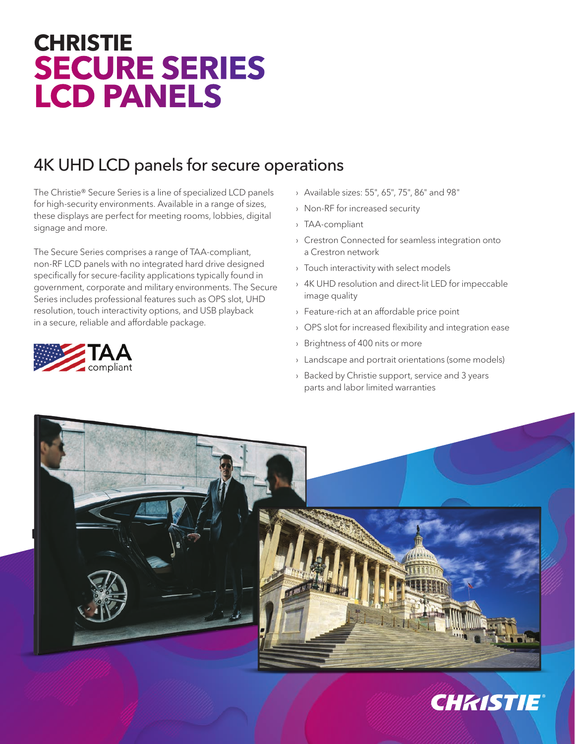# CHRISTIE SECURE SERIES LCD PANELS

## 4K UHD LCD panels for secure operations

The Christie® Secure Series is a line of specialized LCD panels for high-security environments. Available in a range of sizes, these displays are perfect for meeting rooms, lobbies, digital signage and more.

The Secure Series comprises a range of TAA-compliant, non-RF LCD panels with no integrated hard drive designed specifically for secure-facility applications typically found in government, corporate and military environments. The Secure Series includes professional features such as OPS slot, UHD resolution, touch interactivity options, and USB playback in a secure, reliable and affordable package.

TAA compliant

- Available sizes: 55", 65", 75", 86" and 98"
- Non-RF for increased security
- TAA-compliant
- Crestron Connected for seamless integration onto a Crestron network
- Touch interactivity with select models
- 4K UHD resolution and direct-lit LED for impeccable image quality
- Feature-rich at an affordable price point
- OPS slot for increased flexibility and integration ease
- Brightness of 400 nits or more
- Landscape and portrait orientations (some models)
- Backed by Christie support, service and 3 years parts and labor limited warranties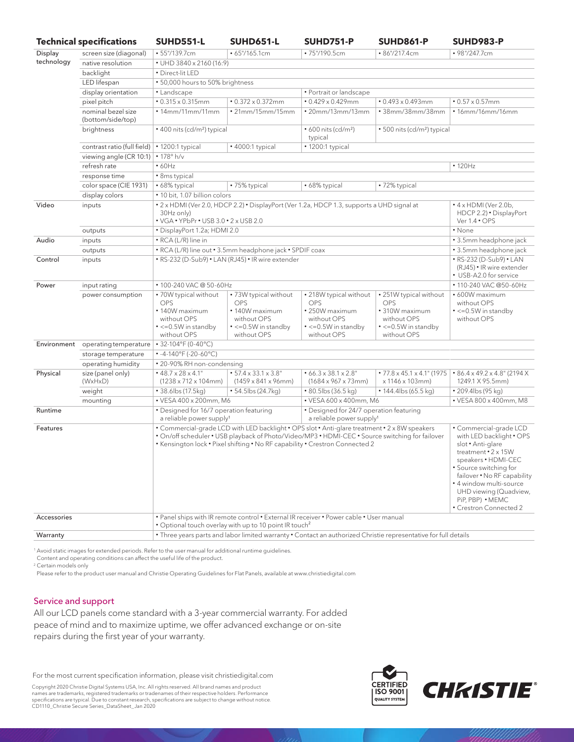| Technical specifications | | SUHD551-L | SUHD651-L | SUHD751-P | SUHD861-P | SUHD983-P |
|---|---|---|---|---|---|---|
| Display technology | screen size (diagonal) | • 55"/139.7cm | • 65"/165.1cm | • 75"/190.5cm | • 86"/217.4cm | • 98"/247.7cm |
| | native resolution | • UHD 3840 x 2160 (16:9) | | | | |
| | backlight | • Direct-lit LED | | | | |
| | LED lifespan | • 50,000 hours to 50% brightness | | | | |
| | display orientation | • Landscape | | • Portrait or landscape | | |
| | pixel pitch | • 0.315 x 0.315mm | • 0.372 x 0.372mm | • 0.429 x 0.429mm | • 0.493 x 0.493mm | • 0.57 x 0.57mm |
| | nominal bezel size (bottom/side/top) | • 14mm/11mm/11mm | • 21mm/15mm/15mm | • 20mm/13mm/13mm | • 38mm/38mm/38mm | • 16mm/16mm/16mm |
| | brightness | • 400 nits (cd/m²) typical | | • 600 nits (cd/m²) typical | • 500 nits (cd/m²) typical | |
| | contrast ratio (full field) | • 1200:1 typical | • 4000:1 typical | • 1200:1 typical | | |
| | viewing angle (CR 10:1) | • 178° h/v | | | | |
| | refresh rate | • 60Hz | | | | • 120Hz |
| | response time | • 8ms typical | | | | |
| | color space (CIE 1931) | • 68% typical | • 75% typical | • 68% typical | • 72% typical | |
| | display colors | • 10 bit, 1.07 billion colors | | | | |
| Video | inputs | • 2 x HDMI (Ver 2.0, HDCP 2.2) • DisplayPort (Ver 1.2a, HDCP 1.3, supports a UHD signal at 30Hz only) • VGA • YPbPr • USB 3.0 • 2 x USB 2.0 | | | | • 4 x HDMI (Ver 2.0b, HDCP 2.2) • DisplayPort Ver 1.4 • OPS |
| | outputs | • DisplayPort 1.2a; HDMI 2.0 | | | | • None |
| Audio | inputs | • RCA (L/R) line in | | | | • 3.5mm headphone jack |
| | outputs | • RCA (L/R) line out • 3.5mm headphone jack • SPDIF coax | | | | • 3.5mm headphone jack |
| Control | inputs | • RS-232 (D-Sub9) • LAN (RJ45) • IR wire extender | | | | • RS-232 (D-Sub9) • LAN (RJ45) • IR wire extender • USB-A2.0 for service |
| Power | input rating | • 100-240 VAC @ 50-60Hz | | | | • 110-240 VAC @50-60Hz |
| | power consumption | • 70W typical without OPS • 140W maximum without OPS • <=0.5W in standby without OPS | • 73W typical without OPS • 140W maximum without OPS • <=0.5W in standby without OPS | • 218W typical without OPS • 250W maximum without OPS • <=0.5W in standby without OPS | • 251W typical without OPS • 310W maximum without OPS • <=0.5W in standby without OPS | • 600W maximum without OPS • <=0.5W in standby without OPS |
| Environment | operating temperature | • 32-104°F (0-40°C) | | | | |
| | storage temperature | • -4-140°F (-20-60°C) | | | | |
| | operating humidity | • 20-90% RH non-condensing | | | | |
| Physical | size (panel only) (WxHxD) | • 48.7 x 28 x 4.1" (1238 x 712 x 104mm) | • 57.4 x 33.1 x 3.8" (1459 x 841 x 96mm) | • 66.3 x 38.1 x 2.8" (1684 x 967 x 73mm) | • 77.8 x 45.1 x 4.1" (1975 x 1146 x 103mm) | • 86.4 x 49.2 x 4.8" (2194 X 1249.1 X 95.5mm) |
| | weight | • 38.6lbs (17.5kg) | • 54.5lbs (24.7kg) | • 80.5lbs (36.5 kg) | • 144.4lbs (65.5 kg) | • 209.4lbs (95 kg) |
| | mounting | • VESA 400 x 200mm, M6 | | • VESA 600 x 400mm, M6 | | • VESA 800 x 400mm, M8 |
| Runtime | | • Designed for 16/7 operation featuring a reliable power supply[1] | | • Designed for 24/7 operation featuring a reliable power supply[1] | | |
| Features | | • Commercial-grade LCD with LED backlight • OPS slot • Anti-glare treatment • 2 x 8W speakers • On/off scheduler • USB playback of Photo/Video/MP3 • HDMI-CEC • Source switching for failover • Kensington lock • Pixel shifting • No RF capability • Crestron Connected 2 | | | | • Commercial-grade LCD with LED backlight • OPS slot • Anti-glare treatment • 2 x 15W speakers • HDMI-CEC • Source switching for failover • No RF capability • 4 window multi-source UHD viewing (Quadview, PiP, PBP) • MEMC • Crestron Connected 2 |
| Accessories | | • Panel ships with IR remote control • External IR receiver • Power cable • User manual • Optional touch overlay with up to 10 point IR touch[2] | | | | |
| Warranty | | • Three years parts and labor limited warranty • Contact an authorized Christie representative for full details | | | | |

[1] Avoid static images for extended periods. Refer to the user manual for additional runtime guidelines.
Content and operating conditions can affect the useful life of the product.
[2] Certain models only
Please refer to the product user manual and Christie Operating Guidelines for Flat Panels, available at www.christiedigital.com

## Service and support

All our LCD panels come standard with a 3-year commercial warranty. For added peace of mind and to maximize uptime, we offer advanced exchange or on-site repairs during the first year of your warranty.

For the most current specification information, please visit christiedigital.com

Copyright 2020 Christie Digital Systems USA, Inc. All rights reserved. All brand names and product names are trademarks, registered trademarks or tradenames of their respective holders. Performance specifications are typical. Due to constant research, specifications are subject to change without notice.
CD1110_Christie Secure Series_DataSheet_Jan 2020

CERTIFIED ISO 9001 QUALITY SYSTEM

CHRISTIE®